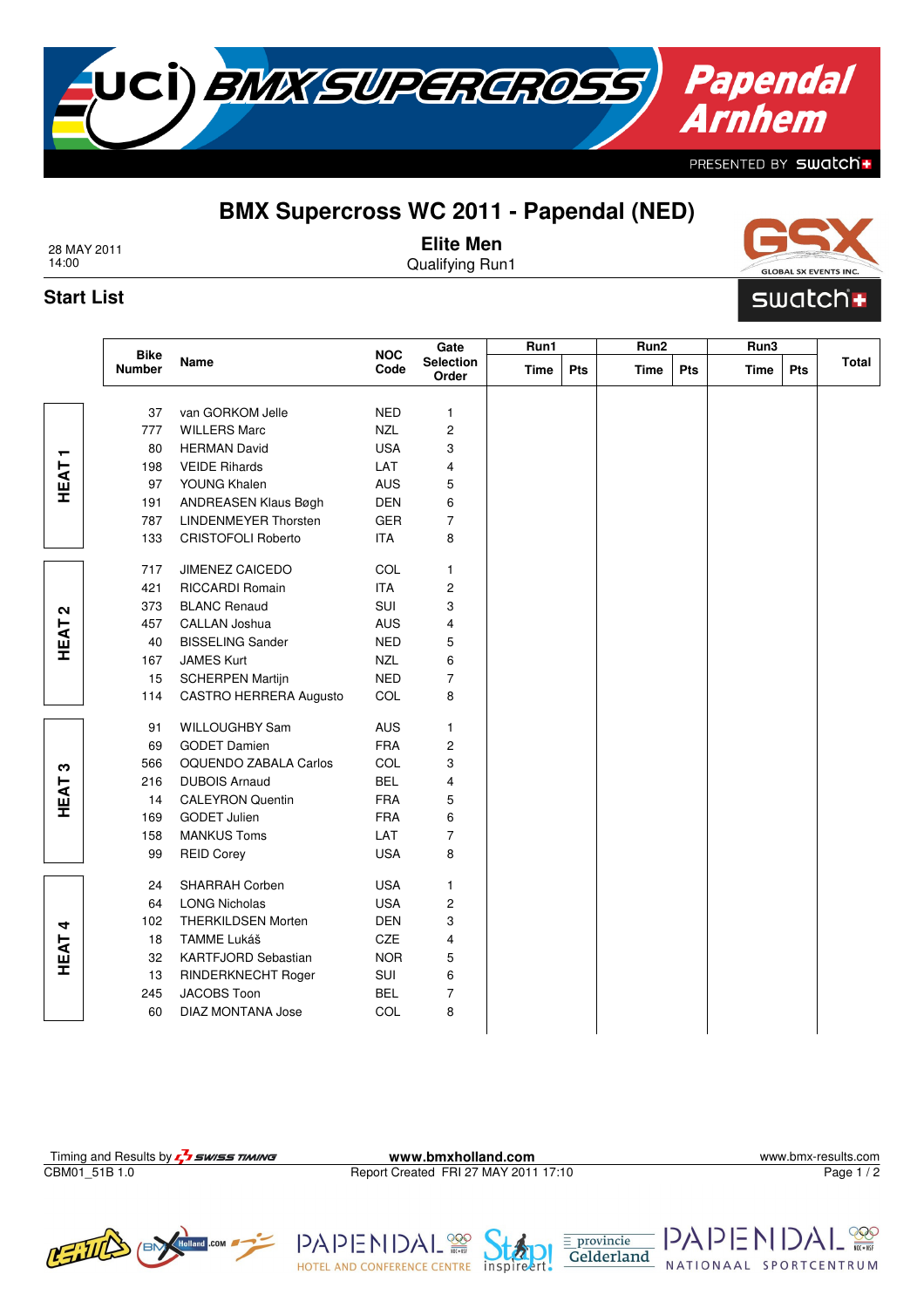# BMX Supercross WC 2011 - Papendal (NED)

28 MAY 2011
14:00

## Elite Men

Qualifying Run1

## Start List

| Heat | Bike Number | Name | NOC Code | Gate Selection Order | Run1 Time | Run1 Pts | Run2 Time | Run2 Pts | Run3 Time | Run3 Pts | Total |
|---|---|---|---|---|---|---|---|---|---|---|---|
| HEAT 1 | 37 | van GORKOM Jelle | NED | 1 | | | | | | | |
| | 777 | WILLERS Marc | NZL | 2 | | | | | | | |
| | 80 | HERMAN David | USA | 3 | | | | | | | |
| | 198 | VEIDE Rihards | LAT | 4 | | | | | | | |
| | 97 | YOUNG Khalen | AUS | 5 | | | | | | | |
| | 191 | ANDREASEN Klaus Bøgh | DEN | 6 | | | | | | | |
| | 787 | LINDENMEYER Thorsten | GER | 7 | | | | | | | |
| | 133 | CRISTOFOLI Roberto | ITA | 8 | | | | | | | |
| HEAT 2 | 717 | JIMENEZ CAICEDO | COL | 1 | | | | | | | |
| | 421 | RICCARDI Romain | ITA | 2 | | | | | | | |
| | 373 | BLANC Renaud | SUI | 3 | | | | | | | |
| | 457 | CALLAN Joshua | AUS | 4 | | | | | | | |
| | 40 | BISSELING Sander | NED | 5 | | | | | | | |
| | 167 | JAMES Kurt | NZL | 6 | | | | | | | |
| | 15 | SCHERPEN Martijn | NED | 7 | | | | | | | |
| | 114 | CASTRO HERRERA Augusto | COL | 8 | | | | | | | |
| HEAT 3 | 91 | WILLOUGHBY Sam | AUS | 1 | | | | | | | |
| | 69 | GODET Damien | FRA | 2 | | | | | | | |
| | 566 | OQUENDO ZABALA Carlos | COL | 3 | | | | | | | |
| | 216 | DUBOIS Arnaud | BEL | 4 | | | | | | | |
| | 14 | CALEYRON Quentin | FRA | 5 | | | | | | | |
| | 169 | GODET Julien | FRA | 6 | | | | | | | |
| | 158 | MANKUS Toms | LAT | 7 | | | | | | | |
| | 99 | REID Corey | USA | 8 | | | | | | | |
| HEAT 4 | 24 | SHARRAH Corben | USA | 1 | | | | | | | |
| | 64 | LONG Nicholas | USA | 2 | | | | | | | |
| | 102 | THERKILDSEN Morten | DEN | 3 | | | | | | | |
| | 18 | TAMME Lukáš | CZE | 4 | | | | | | | |
| | 32 | KARTFJORD Sebastian | NOR | 5 | | | | | | | |
| | 13 | RINDERKNECHT Roger | SUI | 6 | | | | | | | |
| | 245 | JACOBS Toon | BEL | 7 | | | | | | | |
| | 60 | DIAZ MONTANA Jose | COL | 8 | | | | | | | |

Timing and Results by SWISS TIMING
CBM01_51B 1.0

www.bmxholland.com
Report Created FRI 27 MAY 2011 17:10

www.bmx-results.com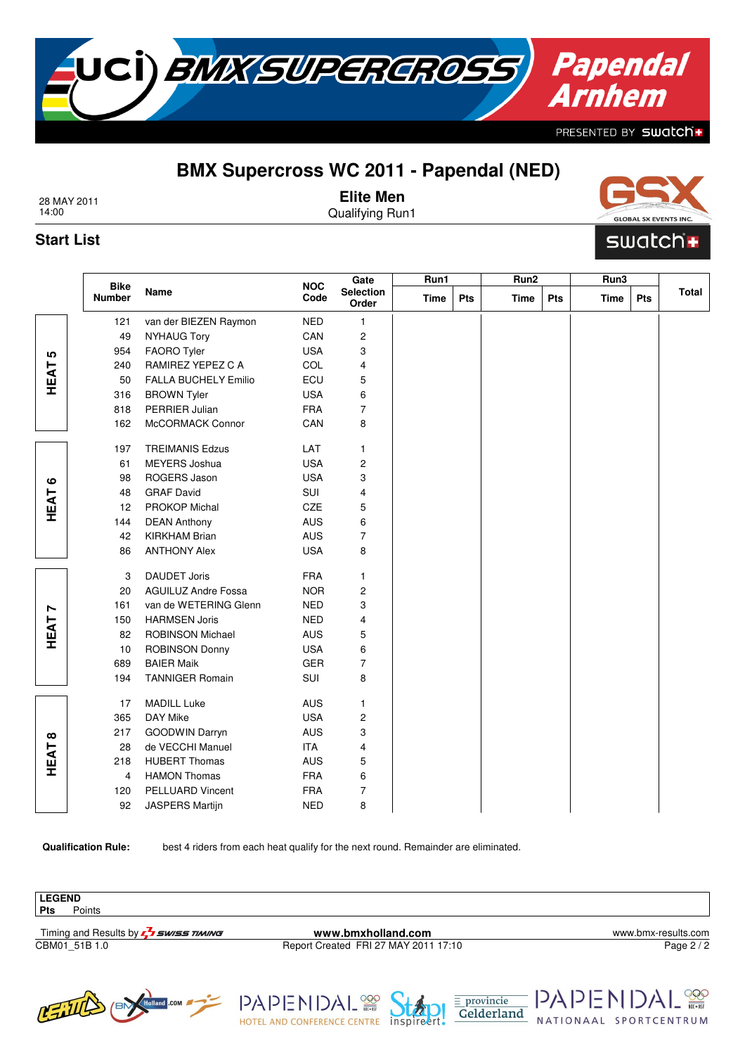# BMX Supercross WC 2011 - Papendal (NED)

28 MAY 2011
14:00

## Elite Men

Qualifying Run1

### Start List

| | Bike Number | Name | NOC Code | Gate Selection Order | Run1 | | Run2 | | Run3 | | Total |
|---|---|---|---|---|---|---|---|---|---|---|---|
| | | | | | Time | Pts | Time | Pts | Time | Pts | |
| HEAT 5 | 121 | van der BIEZEN Raymon | NED | 1 | | | | | | | |
| | 49 | NYHAUG Tory | CAN | 2 | | | | | | | |
| | 954 | FAORO Tyler | USA | 3 | | | | | | | |
| | 240 | RAMIREZ YEPEZ C A | COL | 4 | | | | | | | |
| | 50 | FALLA BUCHELY Emilio | ECU | 5 | | | | | | | |
| | 316 | BROWN Tyler | USA | 6 | | | | | | | |
| | 818 | PERRIER Julian | FRA | 7 | | | | | | | |
| | 162 | McCORMACK Connor | CAN | 8 | | | | | | | |
| HEAT 6 | 197 | TREIMANIS Edzus | LAT | 1 | | | | | | | |
| | 61 | MEYERS Joshua | USA | 2 | | | | | | | |
| | 98 | ROGERS Jason | USA | 3 | | | | | | | |
| | 48 | GRAF David | SUI | 4 | | | | | | | |
| | 12 | PROKOP Michal | CZE | 5 | | | | | | | |
| | 144 | DEAN Anthony | AUS | 6 | | | | | | | |
| | 42 | KIRKHAM Brian | AUS | 7 | | | | | | | |
| | 86 | ANTHONY Alex | USA | 8 | | | | | | | |
| HEAT 7 | 3 | DAUDET Joris | FRA | 1 | | | | | | | |
| | 20 | AGUILUZ Andre Fossa | NOR | 2 | | | | | | | |
| | 161 | van de WETERING Glenn | NED | 3 | | | | | | | |
| | 150 | HARMSEN Joris | NED | 4 | | | | | | | |
| | 82 | ROBINSON Michael | AUS | 5 | | | | | | | |
| | 10 | ROBINSON Donny | USA | 6 | | | | | | | |
| | 689 | BAIER Maik | GER | 7 | | | | | | | |
| | 194 | TANNIGER Romain | SUI | 8 | | | | | | | |
| HEAT 8 | 17 | MADILL Luke | AUS | 1 | | | | | | | |
| | 365 | DAY Mike | USA | 2 | | | | | | | |
| | 217 | GOODWIN Darryn | AUS | 3 | | | | | | | |
| | 28 | de VECCHI Manuel | ITA | 4 | | | | | | | |
| | 218 | HUBERT Thomas | AUS | 5 | | | | | | | |
| | 4 | HAMON Thomas | FRA | 6 | | | | | | | |
| | 120 | PELLUARD Vincent | FRA | 7 | | | | | | | |
| | 92 | JASPERS Martijn | NED | 8 | | | | | | | |

**Qualification Rule:** best 4 riders from each heat qualify for the next round. Remainder are eliminated.

**LEGEND**
**Pts** Points

Timing and Results by SWISS TIMING
CBM01_51B 1.0

**www.bmxholland.com**
Report Created FRI 27 MAY 2011 17:10

www.bmx-results.com